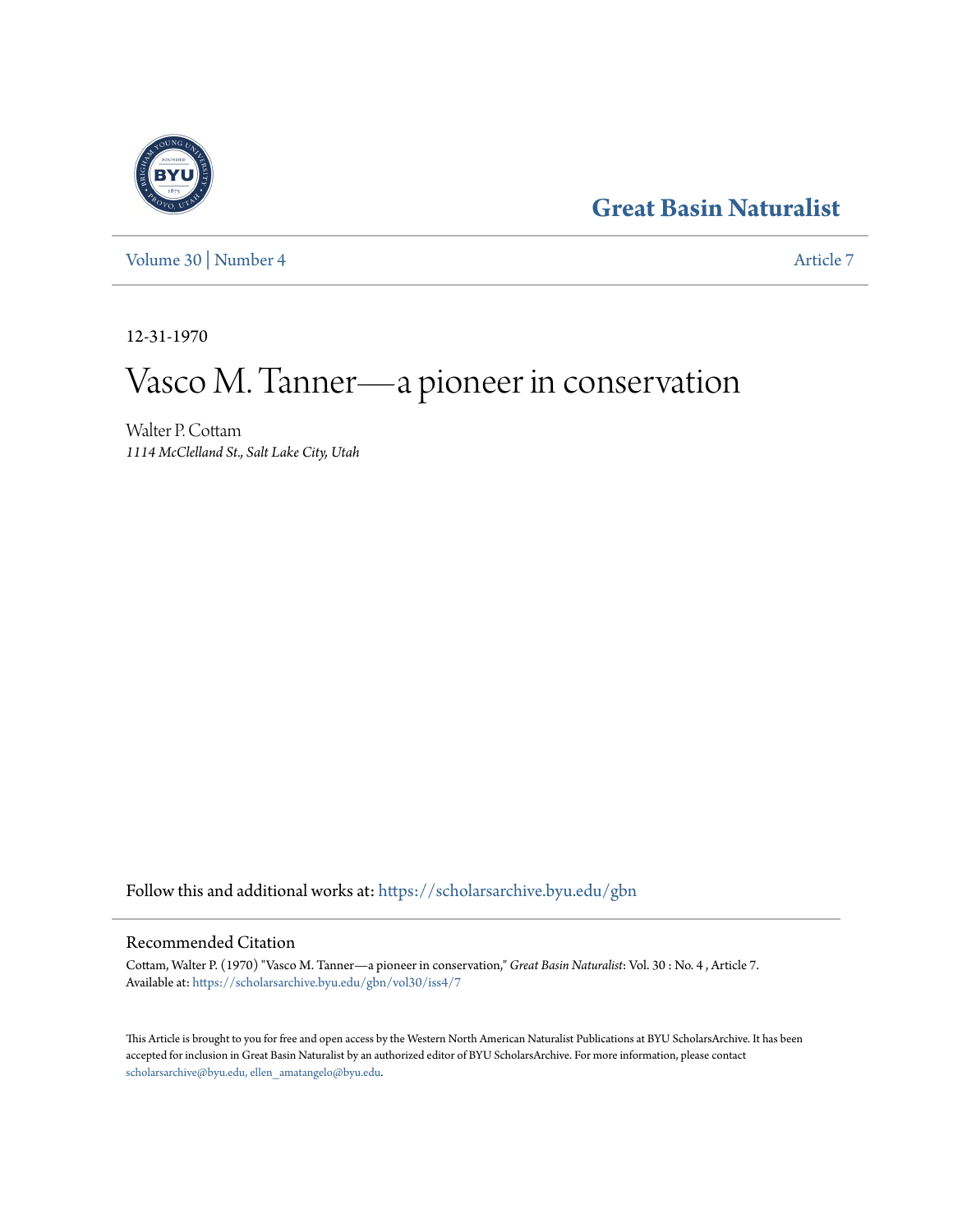# Great Basin Naturalist

Volume 30 | Number 4 | Article 7

12-31-1970

# Vasco M. Tanner—a pioneer in conservation

Walter P. Cottam
*1114 McClelland St., Salt Lake City, Utah*

Follow this and additional works at: https://scholarsarchive.byu.edu/gbn

## Recommended Citation

Cottam, Walter P. (1970) "Vasco M. Tanner—a pioneer in conservation," *Great Basin Naturalist*: Vol. 30 : No. 4 , Article 7.
Available at: https://scholarsarchive.byu.edu/gbn/vol30/iss4/7

This Article is brought to you for free and open access by the Western North American Naturalist Publications at BYU ScholarsArchive. It has been accepted for inclusion in Great Basin Naturalist by an authorized editor of BYU ScholarsArchive. For more information, please contact scholarsarchive@byu.edu, ellen_amatangelo@byu.edu.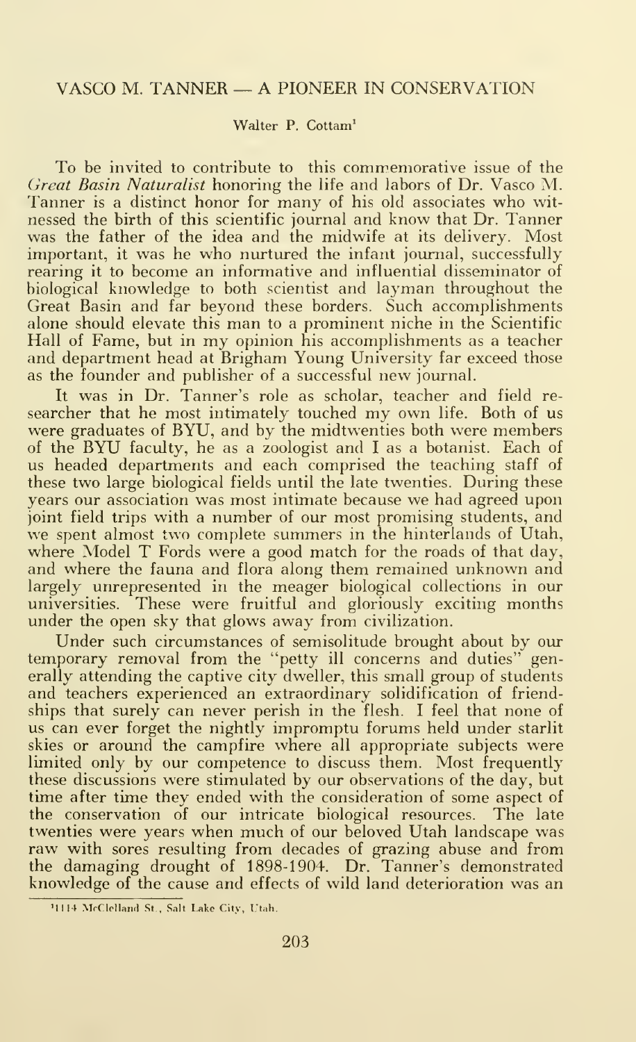# VASCO M. TANNER — A PIONEER IN CONSERVATION

Walter P. Cottam[1]

To be invited to contribute to this commemorative issue of the *Great Basin Naturalist* honoring the life and labors of Dr. Vasco M. Tanner is a distinct honor for many of his old associates who witnessed the birth of this scientific journal and know that Dr. Tanner was the father of the idea and the midwife at its delivery. Most important, it was he who nurtured the infant journal, successfully rearing it to become an informative and influential disseminator of biological knowledge to both scientist and layman throughout the Great Basin and far beyond these borders. Such accomplishments alone should elevate this man to a prominent niche in the Scientific Hall of Fame, but in my opinion his accomplishments as a teacher and department head at Brigham Young University far exceed those as the founder and publisher of a successful new journal.

It was in Dr. Tanner's role as scholar, teacher and field researcher that he most intimately touched my own life. Both of us were graduates of BYU, and by the midtwenties both were members of the BYU faculty, he as a zoologist and I as a botanist. Each of us headed departments and each comprised the teaching staff of these two large biological fields until the late twenties. During these years our association was most intimate because we had agreed upon joint field trips with a number of our most promising students, and we spent almost two complete summers in the hinterlands of Utah, where Model T Fords were a good match for the roads of that day, and where the fauna and flora along them remained unknown and largely unrepresented in the meager biological collections in our universities. These were fruitful and gloriously exciting months under the open sky that glows away from civilization.

Under such circumstances of semisolitude brought about by our temporary removal from the "petty ill concerns and duties" generally attending the captive city dweller, this small group of students and teachers experienced an extraordinary solidification of friendships that surely can never perish in the flesh. I feel that none of us can ever forget the nightly impromptu forums held under starlit skies or around the campfire where all appropriate subjects were limited only by our competence to discuss them. Most frequently these discussions were stimulated by our observations of the day, but time after time they ended with the consideration of some aspect of the conservation of our intricate biological resources. The late twenties were years when much of our beloved Utah landscape was raw with sores resulting from decades of grazing abuse and from the damaging drought of 1898-1904. Dr. Tanner's demonstrated knowledge of the cause and effects of wild land deterioration was an

[1] 1114 McClelland St., Salt Lake City, Utah.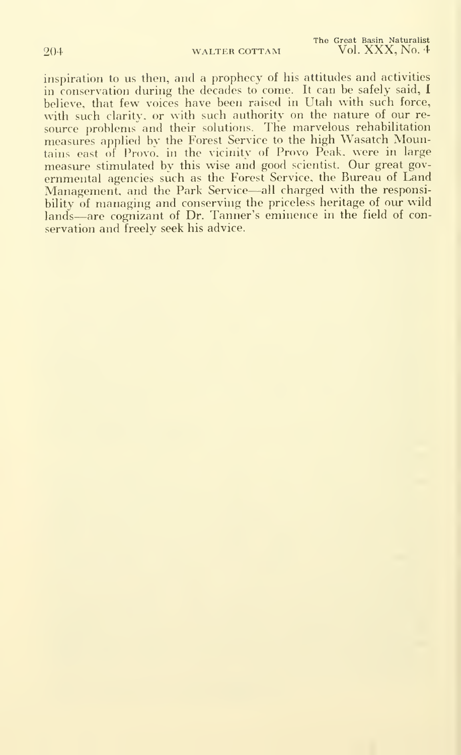inspiration to us then, and a prophecy of his attitudes and activities in conservation during the decades to come. It can be safely said, I believe, that few voices have been raised in Utah with such force, with such clarity, or with such authority on the nature of our resource problems and their solutions. The marvelous rehabilitation measures applied by the Forest Service to the high Wasatch Mountains east of Provo, in the vicinity of Provo Peak, were in large measure stimulated by this wise and good scientist. Our great governmental agencies such as the Forest Service, the Bureau of Land Management, and the Park Service—all charged with the responsibility of managing and conserving the priceless heritage of our wild lands—are cognizant of Dr. Tanner's eminence in the field of conservation and freely seek his advice.